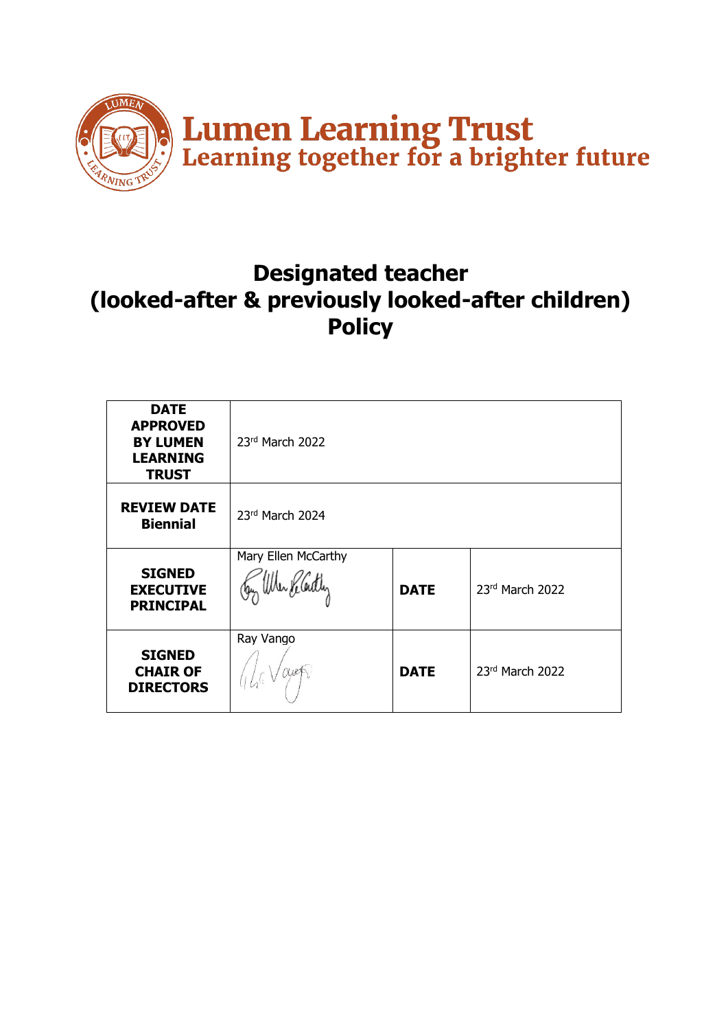**Lumen Learning Trust**
**Learning together for a brighter future**

# Designated teacher (looked-after & previously looked-after children) Policy

| DATE APPROVED BY LUMEN LEARNING TRUST | 23rd March 2022 | | |
|---|---|---|---|
| REVIEW DATE Biennial | 23rd March 2024 | | |
| SIGNED EXECUTIVE PRINCIPAL | Mary Ellen McCarthy | DATE | 23rd March 2022 |
| SIGNED CHAIR OF DIRECTORS | Ray Vango | DATE | 23rd March 2022 |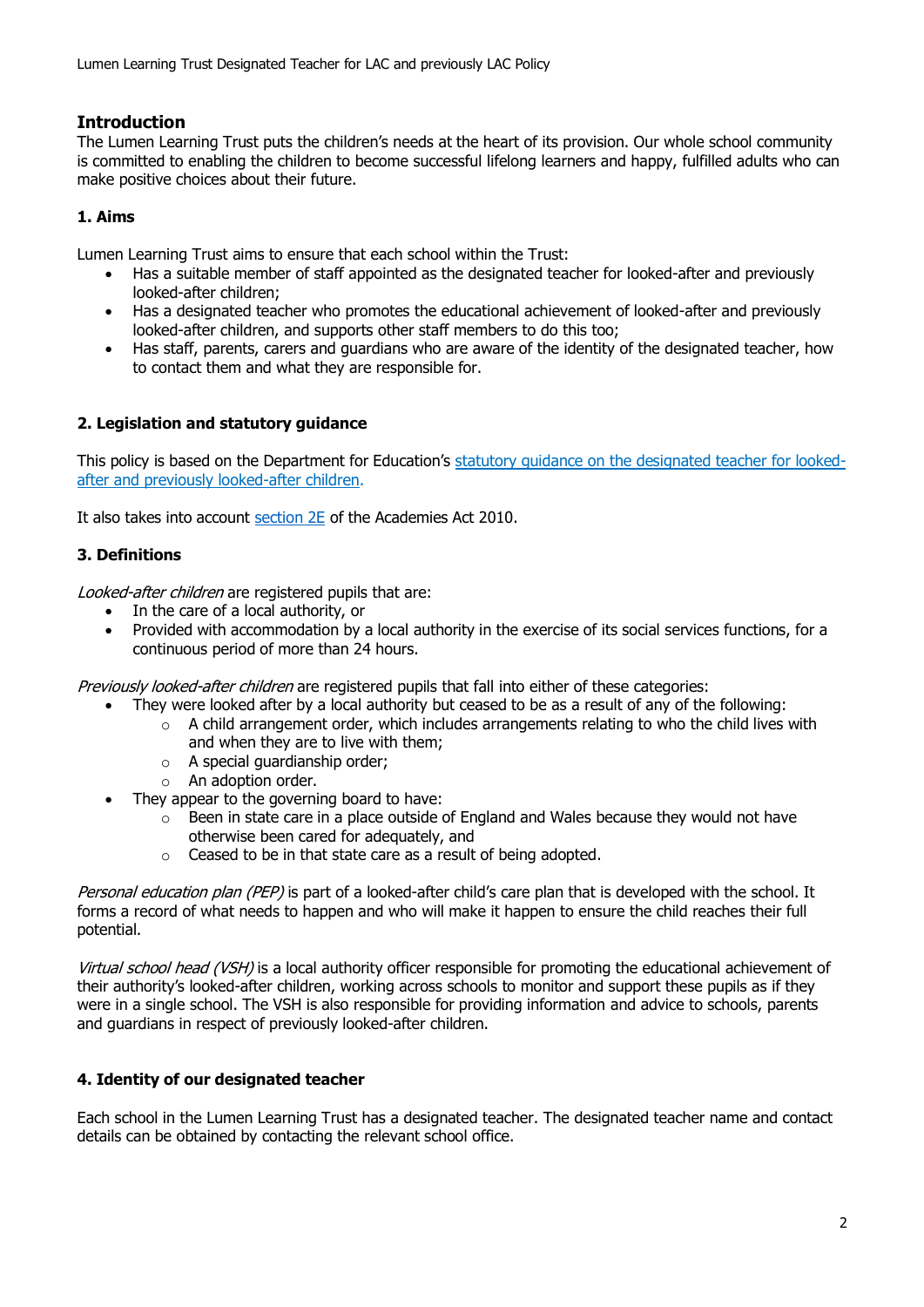## Introduction

The Lumen Learning Trust puts the children's needs at the heart of its provision. Our whole school community is committed to enabling the children to become successful lifelong learners and happy, fulfilled adults who can make positive choices about their future.

### 1. Aims

Lumen Learning Trust aims to ensure that each school within the Trust:

- Has a suitable member of staff appointed as the designated teacher for looked-after and previously looked-after children;
- Has a designated teacher who promotes the educational achievement of looked-after and previously looked-after children, and supports other staff members to do this too;
- Has staff, parents, carers and guardians who are aware of the identity of the designated teacher, how to contact them and what they are responsible for.

### 2. Legislation and statutory guidance

This policy is based on the Department for Education's [statutory guidance on the designated teacher for looked-after and previously looked-after children.]()

It also takes into account [section 2E]() of the Academies Act 2010.

### 3. Definitions

*Looked-after children* are registered pupils that are:

- In the care of a local authority, or
- Provided with accommodation by a local authority in the exercise of its social services functions, for a continuous period of more than 24 hours.

*Previously looked-after children* are registered pupils that fall into either of these categories:

- They were looked after by a local authority but ceased to be as a result of any of the following:
  - A child arrangement order, which includes arrangements relating to who the child lives with and when they are to live with them;
  - A special guardianship order;
  - An adoption order.
- They appear to the governing board to have:
  - Been in state care in a place outside of England and Wales because they would not have otherwise been cared for adequately, and
  - Ceased to be in that state care as a result of being adopted.

*Personal education plan (PEP)* is part of a looked-after child's care plan that is developed with the school. It forms a record of what needs to happen and who will make it happen to ensure the child reaches their full potential.

*Virtual school head (VSH)* is a local authority officer responsible for promoting the educational achievement of their authority's looked-after children, working across schools to monitor and support these pupils as if they were in a single school. The VSH is also responsible for providing information and advice to schools, parents and guardians in respect of previously looked-after children.

### 4. Identity of our designated teacher

Each school in the Lumen Learning Trust has a designated teacher. The designated teacher name and contact details can be obtained by contacting the relevant school office.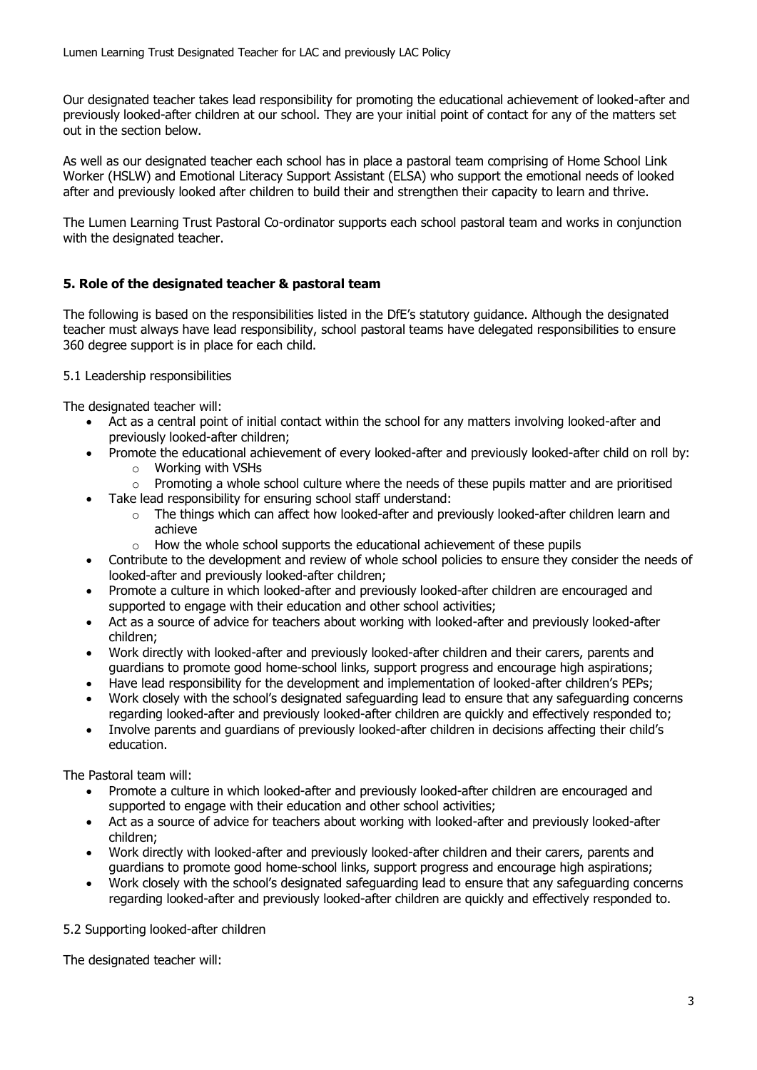Our designated teacher takes lead responsibility for promoting the educational achievement of looked-after and previously looked-after children at our school. They are your initial point of contact for any of the matters set out in the section below.

As well as our designated teacher each school has in place a pastoral team comprising of Home School Link Worker (HSLW) and Emotional Literacy Support Assistant (ELSA) who support the emotional needs of looked after and previously looked after children to build their and strengthen their capacity to learn and thrive.

The Lumen Learning Trust Pastoral Co-ordinator supports each school pastoral team and works in conjunction with the designated teacher.

## 5. Role of the designated teacher & pastoral team

The following is based on the responsibilities listed in the DfE's statutory guidance. Although the designated teacher must always have lead responsibility, school pastoral teams have delegated responsibilities to ensure 360 degree support is in place for each child.

### 5.1 Leadership responsibilities

The designated teacher will:

- Act as a central point of initial contact within the school for any matters involving looked-after and previously looked-after children;
- Promote the educational achievement of every looked-after and previously looked-after child on roll by:
  - Working with VSHs
  - Promoting a whole school culture where the needs of these pupils matter and are prioritised
- Take lead responsibility for ensuring school staff understand:
  - The things which can affect how looked-after and previously looked-after children learn and achieve
  - How the whole school supports the educational achievement of these pupils
- Contribute to the development and review of whole school policies to ensure they consider the needs of looked-after and previously looked-after children;
- Promote a culture in which looked-after and previously looked-after children are encouraged and supported to engage with their education and other school activities;
- Act as a source of advice for teachers about working with looked-after and previously looked-after children;
- Work directly with looked-after and previously looked-after children and their carers, parents and guardians to promote good home-school links, support progress and encourage high aspirations;
- Have lead responsibility for the development and implementation of looked-after children's PEPs;
- Work closely with the school's designated safeguarding lead to ensure that any safeguarding concerns regarding looked-after and previously looked-after children are quickly and effectively responded to;
- Involve parents and guardians of previously looked-after children in decisions affecting their child's education.

The Pastoral team will:

- Promote a culture in which looked-after and previously looked-after children are encouraged and supported to engage with their education and other school activities;
- Act as a source of advice for teachers about working with looked-after and previously looked-after children;
- Work directly with looked-after and previously looked-after children and their carers, parents and guardians to promote good home-school links, support progress and encourage high aspirations;
- Work closely with the school's designated safeguarding lead to ensure that any safeguarding concerns regarding looked-after and previously looked-after children are quickly and effectively responded to.

### 5.2 Supporting looked-after children

The designated teacher will: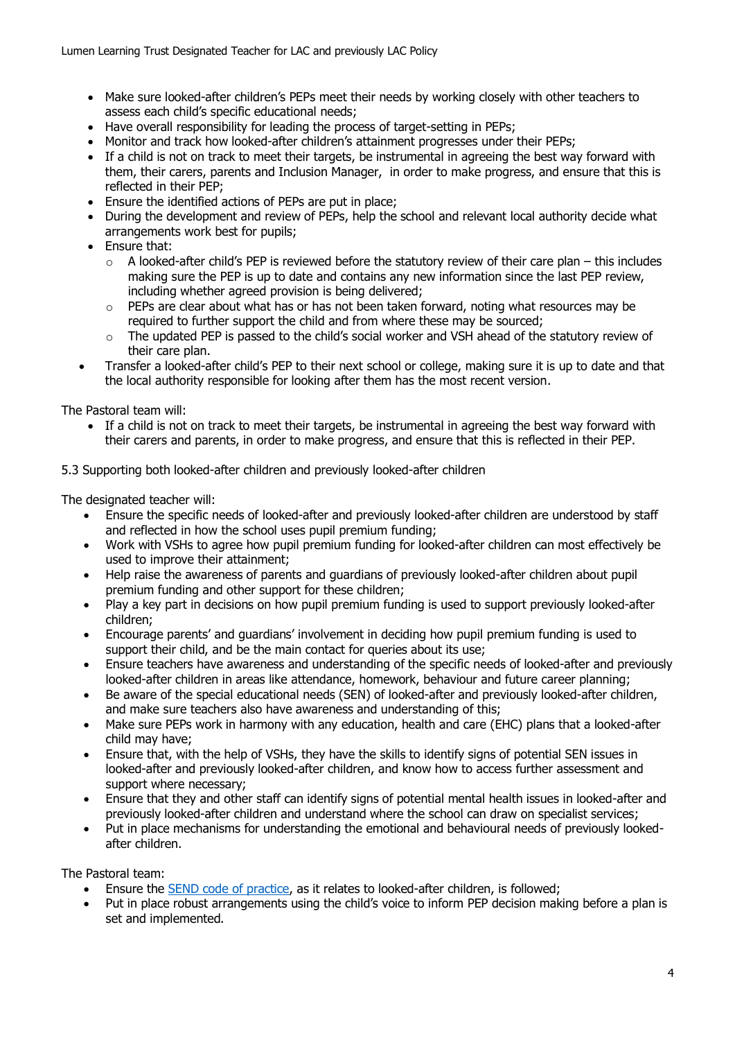- Make sure looked-after children's PEPs meet their needs by working closely with other teachers to assess each child's specific educational needs;
- Have overall responsibility for leading the process of target-setting in PEPs;
- Monitor and track how looked-after children's attainment progresses under their PEPs;
- If a child is not on track to meet their targets, be instrumental in agreeing the best way forward with them, their carers, parents and Inclusion Manager, in order to make progress, and ensure that this is reflected in their PEP;
- Ensure the identified actions of PEPs are put in place;
- During the development and review of PEPs, help the school and relevant local authority decide what arrangements work best for pupils;
- Ensure that:
  - A looked-after child's PEP is reviewed before the statutory review of their care plan – this includes making sure the PEP is up to date and contains any new information since the last PEP review, including whether agreed provision is being delivered;
  - PEPs are clear about what has or has not been taken forward, noting what resources may be required to further support the child and from where these may be sourced;
  - The updated PEP is passed to the child's social worker and VSH ahead of the statutory review of their care plan.
- Transfer a looked-after child's PEP to their next school or college, making sure it is up to date and that the local authority responsible for looking after them has the most recent version.

The Pastoral team will:

- If a child is not on track to meet their targets, be instrumental in agreeing the best way forward with their carers and parents, in order to make progress, and ensure that this is reflected in their PEP.

5.3 Supporting both looked-after children and previously looked-after children

The designated teacher will:

- Ensure the specific needs of looked-after and previously looked-after children are understood by staff and reflected in how the school uses pupil premium funding;
- Work with VSHs to agree how pupil premium funding for looked-after children can most effectively be used to improve their attainment;
- Help raise the awareness of parents and guardians of previously looked-after children about pupil premium funding and other support for these children;
- Play a key part in decisions on how pupil premium funding is used to support previously looked-after children;
- Encourage parents' and guardians' involvement in deciding how pupil premium funding is used to support their child, and be the main contact for queries about its use;
- Ensure teachers have awareness and understanding of the specific needs of looked-after and previously looked-after children in areas like attendance, homework, behaviour and future career planning;
- Be aware of the special educational needs (SEN) of looked-after and previously looked-after children, and make sure teachers also have awareness and understanding of this;
- Make sure PEPs work in harmony with any education, health and care (EHC) plans that a looked-after child may have;
- Ensure that, with the help of VSHs, they have the skills to identify signs of potential SEN issues in looked-after and previously looked-after children, and know how to access further assessment and support where necessary;
- Ensure that they and other staff can identify signs of potential mental health issues in looked-after and previously looked-after children and understand where the school can draw on specialist services;
- Put in place mechanisms for understanding the emotional and behavioural needs of previously looked-after children.

The Pastoral team:

- Ensure the SEND code of practice, as it relates to looked-after children, is followed;
- Put in place robust arrangements using the child's voice to inform PEP decision making before a plan is set and implemented.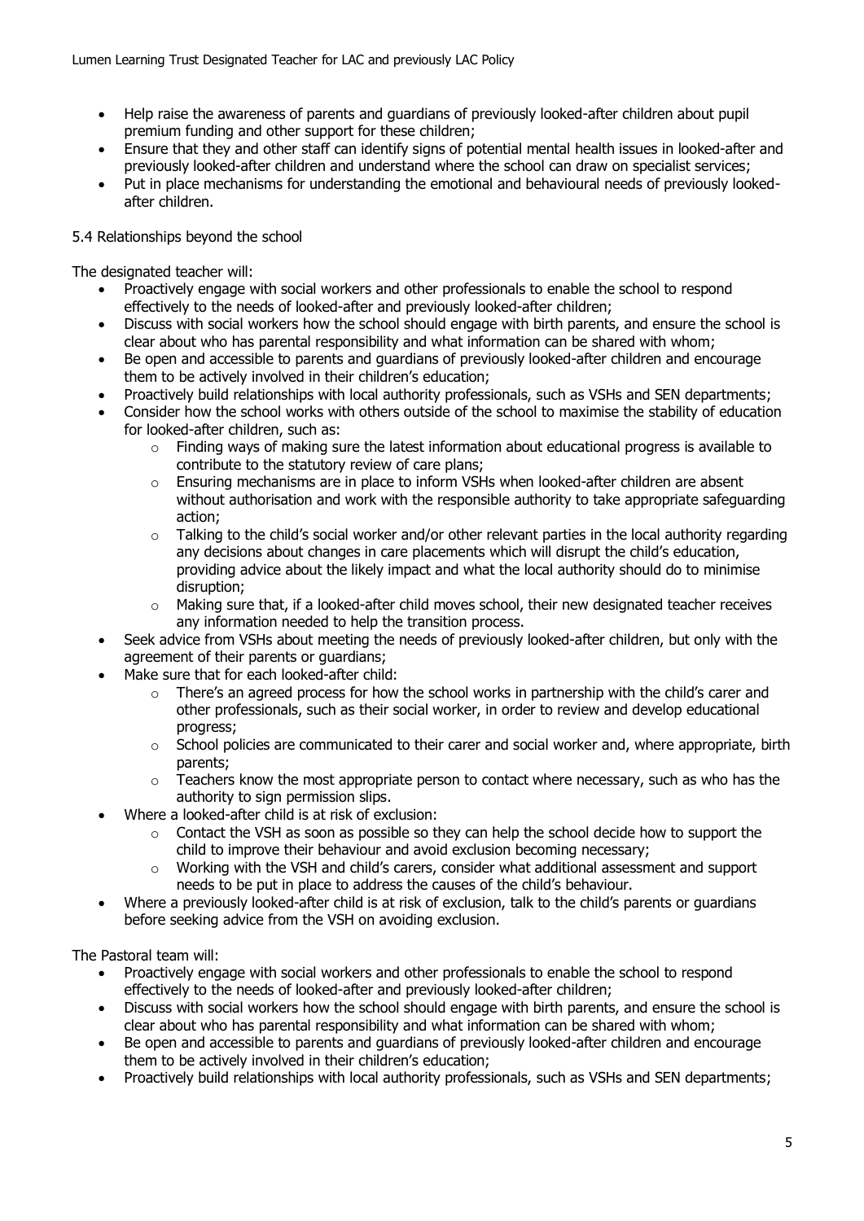- Help raise the awareness of parents and guardians of previously looked-after children about pupil premium funding and other support for these children;
- Ensure that they and other staff can identify signs of potential mental health issues in looked-after and previously looked-after children and understand where the school can draw on specialist services;
- Put in place mechanisms for understanding the emotional and behavioural needs of previously looked-after children.

5.4 Relationships beyond the school

The designated teacher will:

- Proactively engage with social workers and other professionals to enable the school to respond effectively to the needs of looked-after and previously looked-after children;
- Discuss with social workers how the school should engage with birth parents, and ensure the school is clear about who has parental responsibility and what information can be shared with whom;
- Be open and accessible to parents and guardians of previously looked-after children and encourage them to be actively involved in their children's education;
- Proactively build relationships with local authority professionals, such as VSHs and SEN departments;
- Consider how the school works with others outside of the school to maximise the stability of education for looked-after children, such as:
  - Finding ways of making sure the latest information about educational progress is available to contribute to the statutory review of care plans;
  - Ensuring mechanisms are in place to inform VSHs when looked-after children are absent without authorisation and work with the responsible authority to take appropriate safeguarding action;
  - Talking to the child's social worker and/or other relevant parties in the local authority regarding any decisions about changes in care placements which will disrupt the child's education, providing advice about the likely impact and what the local authority should do to minimise disruption;
  - Making sure that, if a looked-after child moves school, their new designated teacher receives any information needed to help the transition process.
- Seek advice from VSHs about meeting the needs of previously looked-after children, but only with the agreement of their parents or guardians;
- Make sure that for each looked-after child:
  - There's an agreed process for how the school works in partnership with the child's carer and other professionals, such as their social worker, in order to review and develop educational progress;
  - School policies are communicated to their carer and social worker and, where appropriate, birth parents;
  - Teachers know the most appropriate person to contact where necessary, such as who has the authority to sign permission slips.
- Where a looked-after child is at risk of exclusion:
  - Contact the VSH as soon as possible so they can help the school decide how to support the child to improve their behaviour and avoid exclusion becoming necessary;
  - Working with the VSH and child's carers, consider what additional assessment and support needs to be put in place to address the causes of the child's behaviour.
- Where a previously looked-after child is at risk of exclusion, talk to the child's parents or guardians before seeking advice from the VSH on avoiding exclusion.

The Pastoral team will:

- Proactively engage with social workers and other professionals to enable the school to respond effectively to the needs of looked-after and previously looked-after children;
- Discuss with social workers how the school should engage with birth parents, and ensure the school is clear about who has parental responsibility and what information can be shared with whom;
- Be open and accessible to parents and guardians of previously looked-after children and encourage them to be actively involved in their children's education;
- Proactively build relationships with local authority professionals, such as VSHs and SEN departments;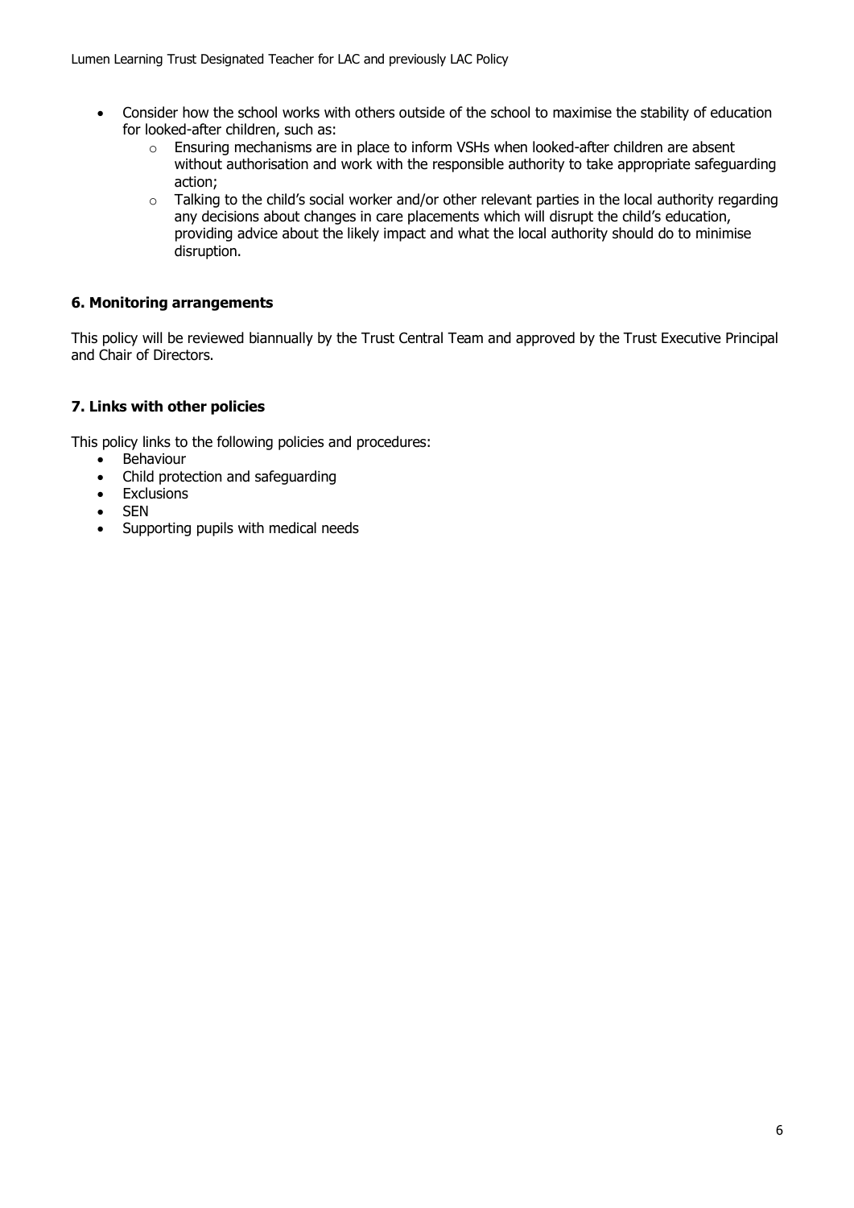- Consider how the school works with others outside of the school to maximise the stability of education for looked-after children, such as:
  - Ensuring mechanisms are in place to inform VSHs when looked-after children are absent without authorisation and work with the responsible authority to take appropriate safeguarding action;
  - Talking to the child's social worker and/or other relevant parties in the local authority regarding any decisions about changes in care placements which will disrupt the child's education, providing advice about the likely impact and what the local authority should do to minimise disruption.

### 6. Monitoring arrangements

This policy will be reviewed biannually by the Trust Central Team and approved by the Trust Executive Principal and Chair of Directors.

### 7. Links with other policies

This policy links to the following policies and procedures:

- Behaviour
- Child protection and safeguarding
- Exclusions
- SEN
- Supporting pupils with medical needs